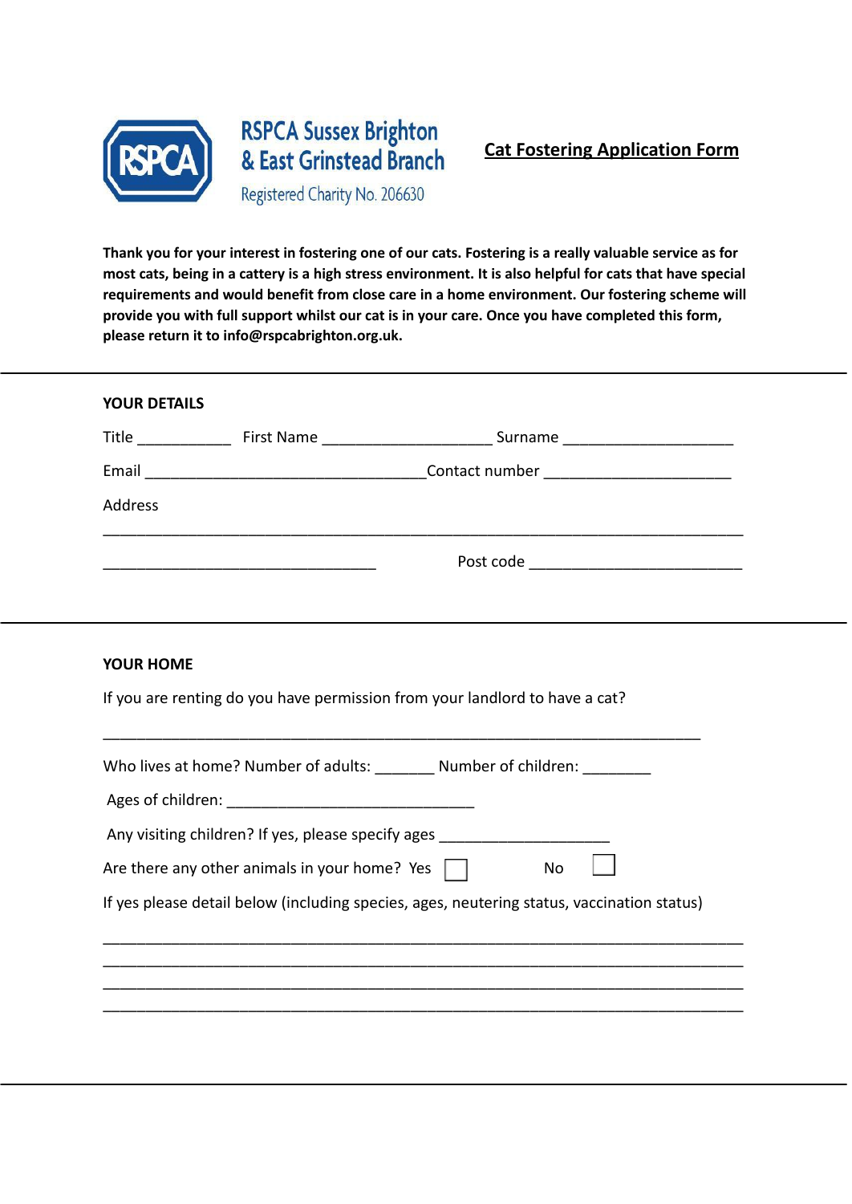RSPCA Sussex Brighton & East Grinstead Branch

Registered Charity No. 206630

# Cat Fostering Application Form

**Thank you for your interest in fostering one of our cats. Fostering is a really valuable service as for most cats, being in a cattery is a high stress environment. It is also helpful for cats that have special requirements and would benefit from close care in a home environment. Our fostering scheme will provide you with full support whilst our cat is in your care. Once you have completed this form, please return it to info@rspcabrighton.org.uk.**

---

## YOUR DETAILS

Title ___________ First Name ____________________ Surname ____________________

Email _________________________________Contact number ______________________

Address

___________________________________________________________________________

________________________________ Post code _________________________

---

## YOUR HOME

If you are renting do you have permission from your landlord to have a cat?

______________________________________________________________________

Who lives at home? Number of adults: _______ Number of children: ________

Ages of children: _____________________________

Any visiting children? If yes, please specify ages ____________________

Are there any other animals in your home? Yes ☐ No ☐

If yes please detail below (including species, ages, neutering status, vaccination status)

___________________________________________________________________________

___________________________________________________________________________

___________________________________________________________________________

___________________________________________________________________________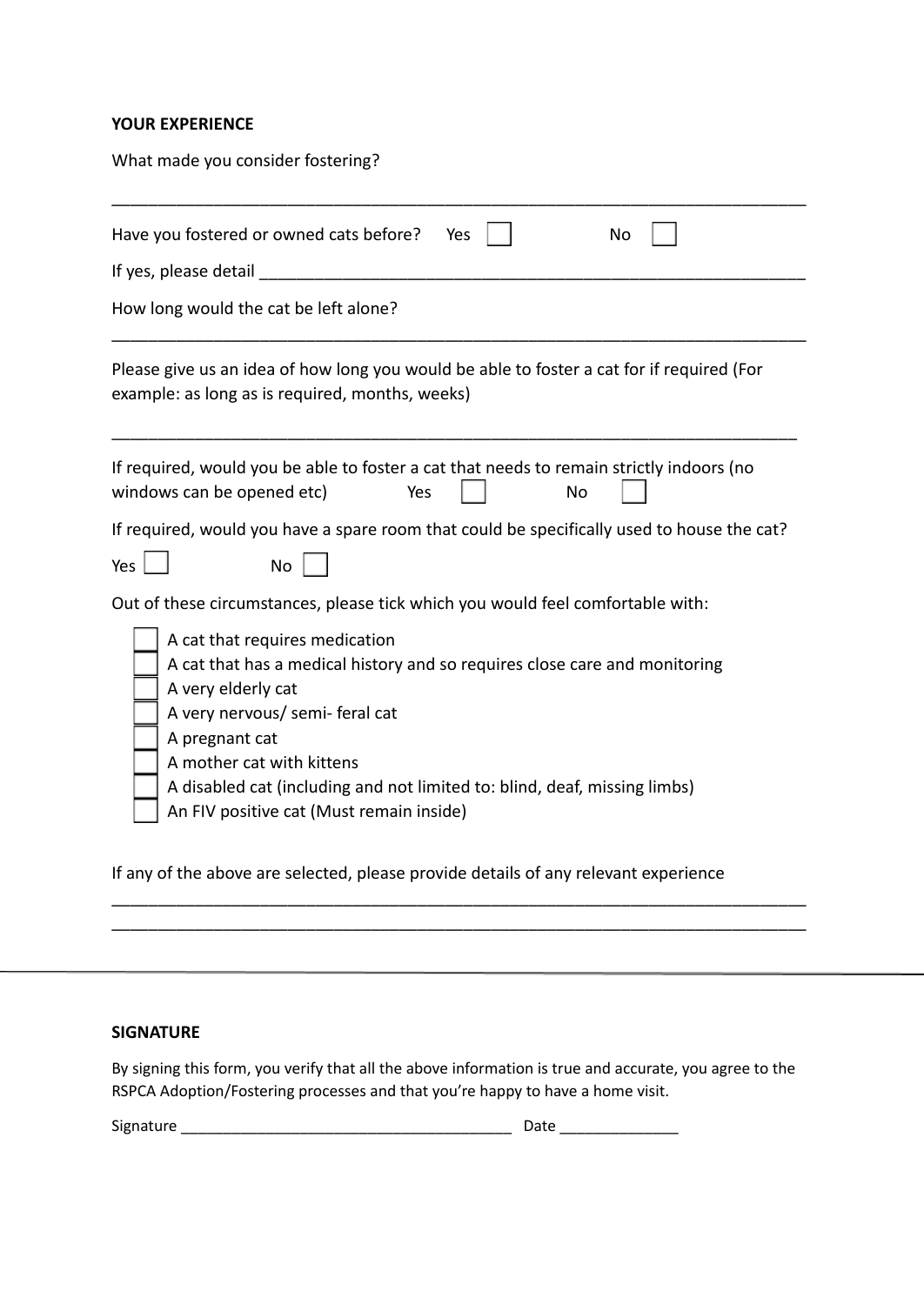**YOUR EXPERIENCE**

What made you consider fostering?

_______________________________________________________________________________

Have you fostered or owned cats before? Yes ☐ No ☐

If yes, please detail _____________________________________________________________

How long would the cat be left alone?

_______________________________________________________________________________

Please give us an idea of how long you would be able to foster a cat for if required (For example: as long as is required, months, weeks)

_______________________________________________________________________________

If required, would you be able to foster a cat that needs to remain strictly indoors (no windows can be opened etc) Yes ☐ No ☐

If required, would you have a spare room that could be specifically used to house the cat?

Yes ☐ No ☐

Out of these circumstances, please tick which you would feel comfortable with:

- ☐ A cat that requires medication
- ☐ A cat that has a medical history and so requires close care and monitoring
- ☐ A very elderly cat
- ☐ A very nervous/ semi- feral cat
- ☐ A pregnant cat
- ☐ A mother cat with kittens
- ☐ A disabled cat (including and not limited to: blind, deaf, missing limbs)
- ☐ An FIV positive cat (Must remain inside)

If any of the above are selected, please provide details of any relevant experience

_______________________________________________________________________________
_______________________________________________________________________________

---

**SIGNATURE**

By signing this form, you verify that all the above information is true and accurate, you agree to the RSPCA Adoption/Fostering processes and that you're happy to have a home visit.

Signature ________________________________________ Date ______________